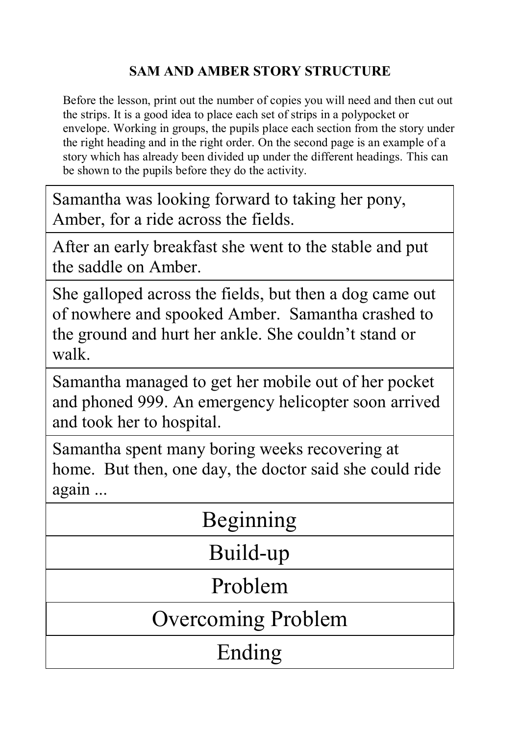## SAM AND AMBER STORY STRUCTURE

Before the lesson, print out the number of copies you will need and then cut out the strips. It is a good idea to place each set of strips in a polypocket or envelope. Working in groups, the pupils place each section from the story under the right heading and in the right order. On the second page is an example of a story which has already been divided up under the different headings. This can be shown to the pupils before they do the activity.

| Samantha was looking forward to taking her pony, Amber, for a ride across the fields. |
|---|
| After an early breakfast she went to the stable and put the saddle on Amber. |
| She galloped across the fields, but then a dog came out of nowhere and spooked Amber. Samantha crashed to the ground and hurt her ankle. She couldn't stand or walk. |
| Samantha managed to get her mobile out of her pocket and phoned 999. An emergency helicopter soon arrived and took her to hospital. |
| Samantha spent many boring weeks recovering at home. But then, one day, the doctor said she could ride again ... |
| Beginning |
| Build-up |
| Problem |
| Overcoming Problem |
| Ending |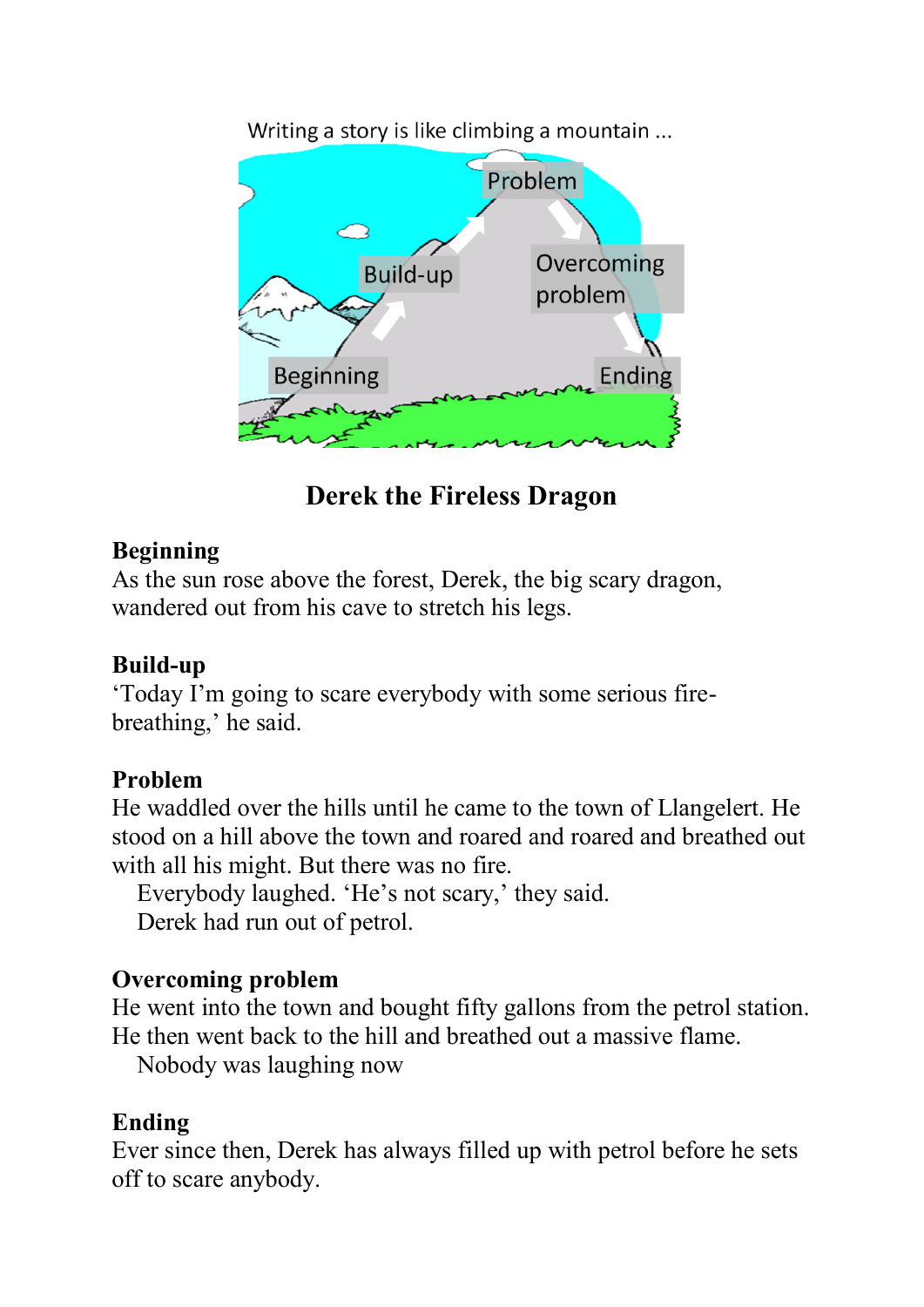Writing a story is like climbing a mountain ...

Problem

Build-up

Overcoming problem

Beginning

Ending

# Derek the Fireless Dragon

**Beginning**

As the sun rose above the forest, Derek, the big scary dragon, wandered out from his cave to stretch his legs.

**Build-up**

'Today I'm going to scare everybody with some serious fire-breathing,' he said.

**Problem**

He waddled over the hills until he came to the town of Llangelert. He stood on a hill above the town and roared and roared and breathed out with all his might. But there was no fire.

Everybody laughed. 'He's not scary,' they said.

Derek had run out of petrol.

**Overcoming problem**

He went into the town and bought fifty gallons from the petrol station. He then went back to the hill and breathed out a massive flame.

Nobody was laughing now

**Ending**

Ever since then, Derek has always filled up with petrol before he sets off to scare anybody.